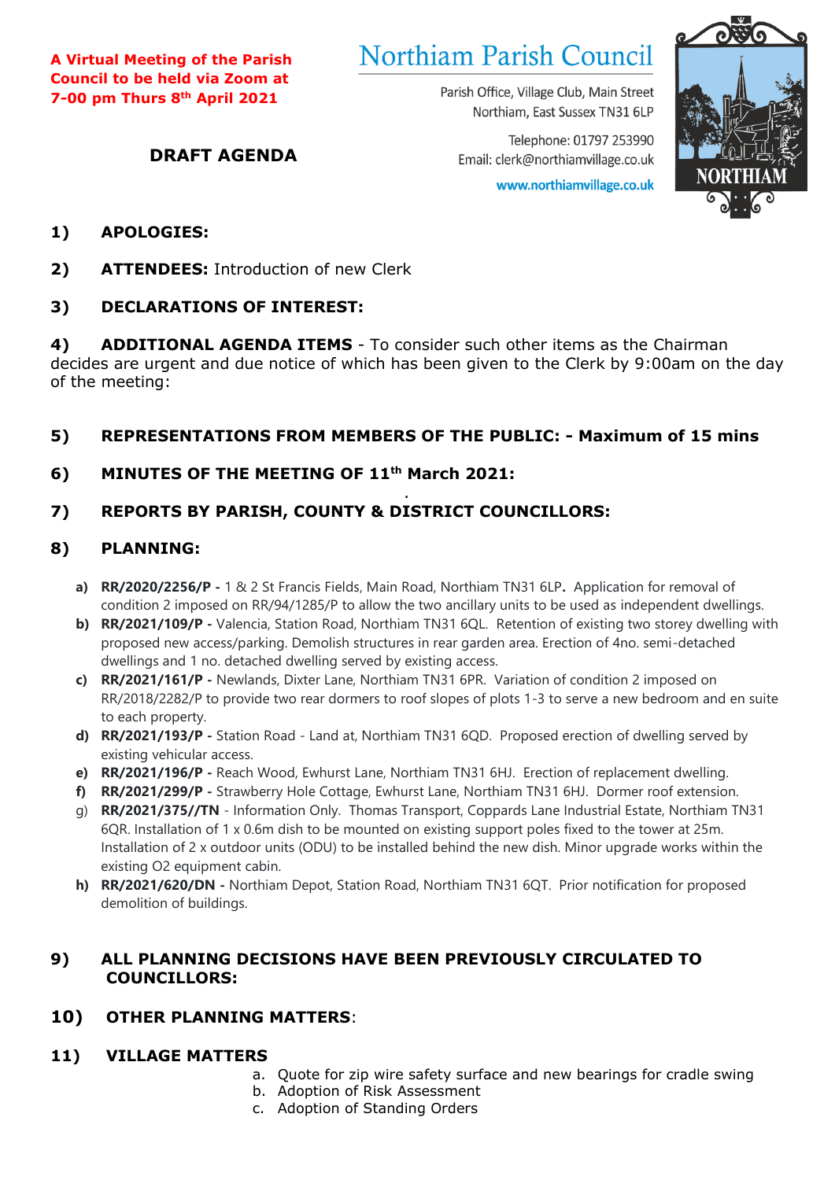**A Virtual Meeting of the Parish Council to be held via Zoom at 7-00 pm Thurs 8th April 2021**

# Northiam Parish Council

Parish Office, Village Club, Main Street
Northiam, East Sussex TN31 6LP

Telephone: 01797 253990
Email: clerk@northiamvillage.co.uk

www.northiamvillage.co.uk

## DRAFT AGENDA

**1) APOLOGIES:**

**2) ATTENDEES:** Introduction of new Clerk

**3) DECLARATIONS OF INTEREST:**

**4) ADDITIONAL AGENDA ITEMS** - To consider such other items as the Chairman decides are urgent and due notice of which has been given to the Clerk by 9:00am on the day of the meeting:

**5) REPRESENTATIONS FROM MEMBERS OF THE PUBLIC: - Maximum of 15 mins**

**6) MINUTES OF THE MEETING OF 11th March 2021:**

**7) REPORTS BY PARISH, COUNTY & DISTRICT COUNCILLORS:**

**8) PLANNING:**

a) **RR/2020/2256/P -** 1 & 2 St Francis Fields, Main Road, Northiam TN31 6LP**.** Application for removal of condition 2 imposed on RR/94/1285/P to allow the two ancillary units to be used as independent dwellings.

b) **RR/2021/109/P -** Valencia, Station Road, Northiam TN31 6QL. Retention of existing two storey dwelling with proposed new access/parking. Demolish structures in rear garden area. Erection of 4no. semi-detached dwellings and 1 no. detached dwelling served by existing access.

c) **RR/2021/161/P -** Newlands, Dixter Lane, Northiam TN31 6PR. Variation of condition 2 imposed on RR/2018/2282/P to provide two rear dormers to roof slopes of plots 1-3 to serve a new bedroom and en suite to each property.

d) **RR/2021/193/P -** Station Road - Land at, Northiam TN31 6QD. Proposed erection of dwelling served by existing vehicular access.

e) **RR/2021/196/P -** Reach Wood, Ewhurst Lane, Northiam TN31 6HJ. Erection of replacement dwelling.

f) **RR/2021/299/P -** Strawberry Hole Cottage, Ewhurst Lane, Northiam TN31 6HJ. Dormer roof extension.

g) **RR/2021/375//TN** - Information Only. Thomas Transport, Coppards Lane Industrial Estate, Northiam TN31 6QR. Installation of 1 x 0.6m dish to be mounted on existing support poles fixed to the tower at 25m. Installation of 2 x outdoor units (ODU) to be installed behind the new dish. Minor upgrade works within the existing O2 equipment cabin.

h) **RR/2021/620/DN -** Northiam Depot, Station Road, Northiam TN31 6QT. Prior notification for proposed demolition of buildings.

**9) ALL PLANNING DECISIONS HAVE BEEN PREVIOUSLY CIRCULATED TO COUNCILLORS:**

**10) OTHER PLANNING MATTERS**:

**11) VILLAGE MATTERS**

a. Quote for zip wire safety surface and new bearings for cradle swing
b. Adoption of Risk Assessment
c. Adoption of Standing Orders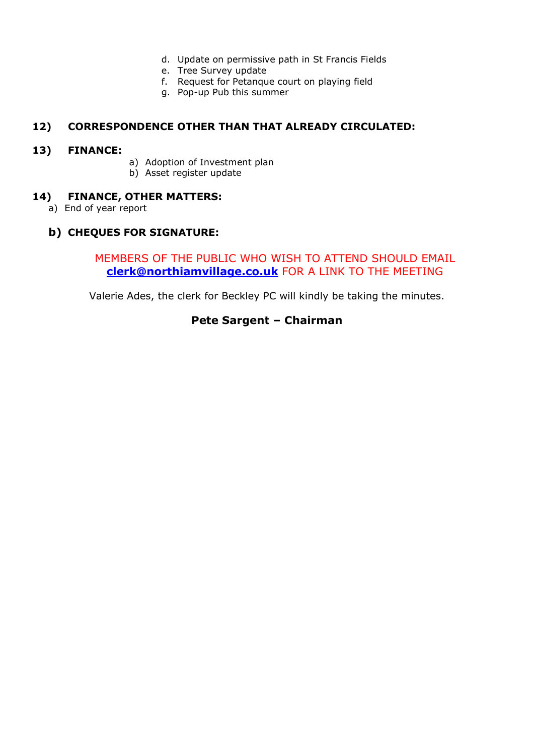d. Update on permissive path in St Francis Fields
e. Tree Survey update
f. Request for Petanque court on playing field
g. Pop-up Pub this summer

**12) CORRESPONDENCE OTHER THAN THAT ALREADY CIRCULATED:**

**13) FINANCE:**

a) Adoption of Investment plan
b) Asset register update

**14) FINANCE, OTHER MATTERS:**

a) End of year report

**b) CHEQUES FOR SIGNATURE:**

MEMBERS OF THE PUBLIC WHO WISH TO ATTEND SHOULD EMAIL **clerk@northiamvillage.co.uk** FOR A LINK TO THE MEETING

Valerie Ades, the clerk for Beckley PC will kindly be taking the minutes.

**Pete Sargent – Chairman**